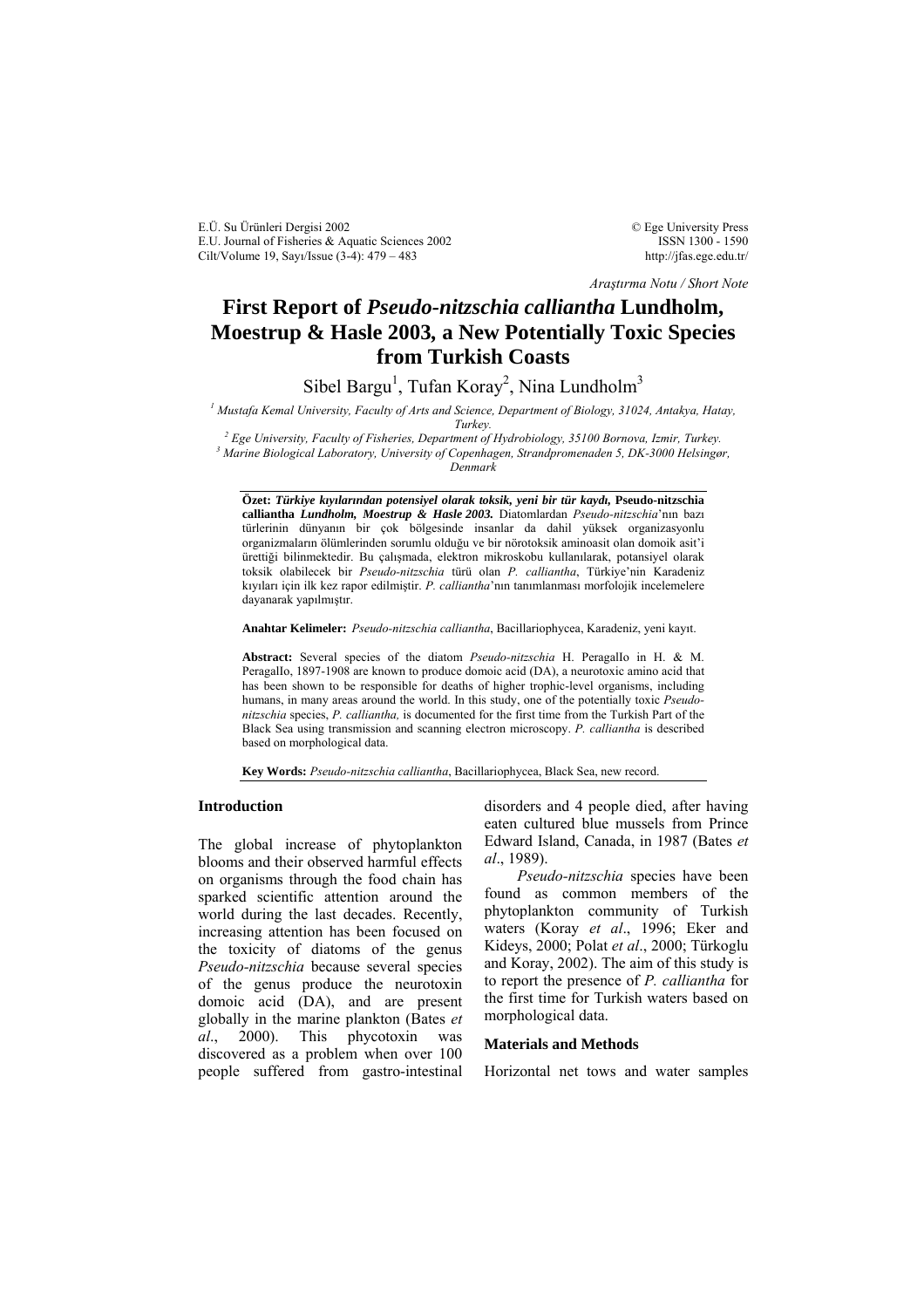*Araştırma Notu / Short Note*

# First Report of *Pseudo-nitzschia calliantha* Lundholm, Moestrup & Hasle 2003, a New Potentially Toxic Species from Turkish Coasts

Sibel Bargu[1], Tufan Koray[2], Nina Lundholm[3]

[1] *Mustafa Kemal University, Faculty of Arts and Science, Department of Biology, 31024, Antakya, Hatay, Turkey.*
[2] *Ege University, Faculty of Fisheries, Department of Hydrobiology, 35100 Bornova, Izmir, Turkey.*
[3] *Marine Biological Laboratory, University of Copenhagen, Strandpromenaden 5, DK-3000 Helsingør, Denmark*

**Özet:** ***Türkiye kıyılarından potensiyel olarak toksik, yeni bir tür kaydı,* Pseudo-nitzschia calliantha *Lundholm, Moestrup & Hasle 2003.*** Diatomlardan *Pseudo-nitzschia*'nın bazı türlerinin dünyanın bir çok bölgesinde insanlar da dahil yüksek organizasyonlu organizmaların ölümlerinden sorumlu olduğu ve bir nörotoksik aminoasit olan domoik asit'i ürettiği bilinmektedir. Bu çalışmada, elektron mikroskobu kullanılarak, potansiyel olarak toksik olabilecek bir *Pseudo-nitzschia* türü olan *P. calliantha*, Türkiye'nin Karadeniz kıyıları için ilk kez rapor edilmiştir. *P. calliantha*'nın tanımlanması morfolojik incelemelere dayanarak yapılmıştır.

**Anahtar Kelimeler:** *Pseudo-nitzschia calliantha*, Bacillariophycea, Karadeniz, yeni kayıt.

**Abstract:** Several species of the diatom *Pseudo-nitzschia* H. PeragalIo in H. & M. PeragalIo, 1897-1908 are known to produce domoic acid (DA), a neurotoxic amino acid that has been shown to be responsible for deaths of higher trophic-level organisms, including humans, in many areas around the world. In this study, one of the potentially toxic *Pseudo-nitzschia* species, *P. calliantha,* is documented for the first time from the Turkish Part of the Black Sea using transmission and scanning electron microscopy. *P. calliantha* is described based on morphological data.

**Key Words:** *Pseudo-nitzschia calliantha*, Bacillariophycea, Black Sea, new record.

## Introduction

The global increase of phytoplankton blooms and their observed harmful effects on organisms through the food chain has sparked scientific attention around the world during the last decades. Recently, increasing attention has been focused on the toxicity of diatoms of the genus *Pseudo-nitzschia* because several species of the genus produce the neurotoxin domoic acid (DA), and are present globally in the marine plankton (Bates *et al*., 2000). This phycotoxin was discovered as a problem when over 100 people suffered from gastro-intestinal disorders and 4 people died, after having eaten cultured blue mussels from Prince Edward Island, Canada, in 1987 (Bates *et al*., 1989).

*Pseudo-nitzschia* species have been found as common members of the phytoplankton community of Turkish waters (Koray *et al*., 1996; Eker and Kideys, 2000; Polat *et al*., 2000; Türkoglu and Koray, 2002). The aim of this study is to report the presence of *P. calliantha* for the first time for Turkish waters based on morphological data.

## Materials and Methods

Horizontal net tows and water samples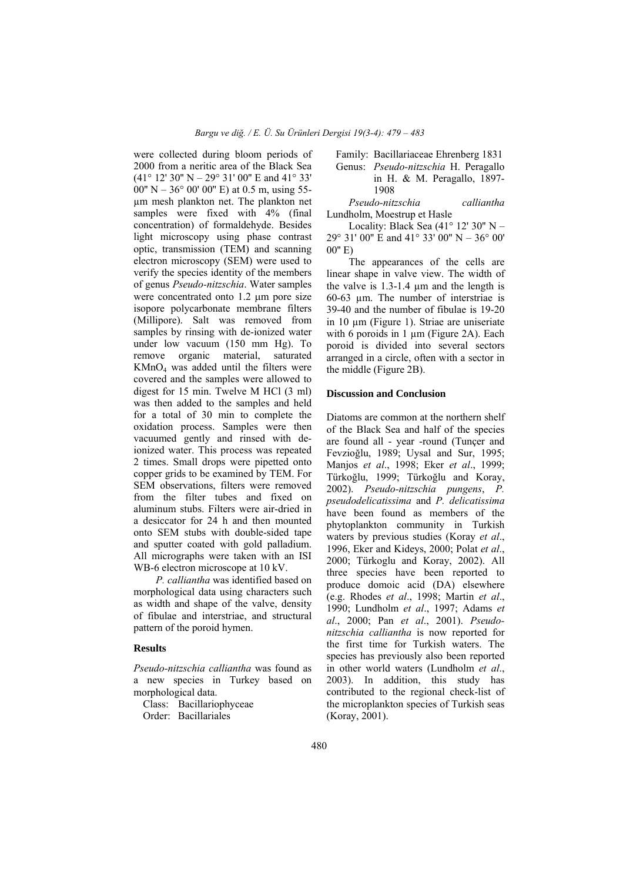were collected during bloom periods of 2000 from a neritic area of the Black Sea (41° 12' 30'' N – 29° 31' 00'' E and 41° 33' 00'' N – 36° 00' 00'' E) at 0.5 m, using 55-µm mesh plankton net. The plankton net samples were fixed with 4% (final concentration) of formaldehyde. Besides light microscopy using phase contrast optic, transmission (TEM) and scanning electron microscopy (SEM) were used to verify the species identity of the members of genus *Pseudo-nitzschia*. Water samples were concentrated onto 1.2 µm pore size isopore polycarbonate membrane filters (Millipore). Salt was removed from samples by rinsing with de-ionized water under low vacuum (150 mm Hg). To remove organic material, saturated $KMnO_4$ was added until the filters were covered and the samples were allowed to digest for 15 min. Twelve M HCl (3 ml) was then added to the samples and held for a total of 30 min to complete the oxidation process. Samples were then vacuumed gently and rinsed with de-ionized water. This process was repeated 2 times. Small drops were pipetted onto copper grids to be examined by TEM. For SEM observations, filters were removed from the filter tubes and fixed on aluminum stubs. Filters were air-dried in a desiccator for 24 h and then mounted onto SEM stubs with double-sided tape and sputter coated with gold palladium. All micrographs were taken with an ISI WB-6 electron microscope at 10 kV.

*P. calliantha* was identified based on morphological data using characters such as width and shape of the valve, density of fibulae and interstriae, and structural pattern of the poroid hymen.

## Results

*Pseudo-nitzschia calliantha* was found as a new species in Turkey based on morphological data.

Class: Bacillariophyceae
Order: Bacillariales
Family: Bacillariaceae Ehrenberg 1831
Genus: *Pseudo-nitzschia* H. Peragallo in H. & M. Peragallo, 1897-1908

*Pseudo-nitzschia calliantha* Lundholm, Moestrup et Hasle

Locality: Black Sea (41° 12' 30'' N – 29° 31' 00'' E and 41° 33' 00'' N – 36° 00' 00'' E)

The appearances of the cells are linear shape in valve view. The width of the valve is 1.3-1.4 µm and the length is 60-63 µm. The number of interstriae is 39-40 and the number of fibulae is 19-20 in 10 µm (Figure 1). Striae are uniseriate with 6 poroids in 1 µm (Figure 2A). Each poroid is divided into several sectors arranged in a circle, often with a sector in the middle (Figure 2B).

## Discussion and Conclusion

Diatoms are common at the northern shelf of the Black Sea and half of the species are found all - year -round (Tunçer and Fevzioğlu, 1989; Uysal and Sur, 1995; Manjos *et al*., 1998; Eker *et al*., 1999; Türkoğlu, 1999; Türkoğlu and Koray, 2002). *Pseudo-nitzschia pungens*, *P. pseudodelicatissima* and *P. delicatissima* have been found as members of the phytoplankton community in Turkish waters by previous studies (Koray *et al*., 1996, Eker and Kideys, 2000; Polat *et al*., 2000; Türkoglu and Koray, 2002). All three species have been reported to produce domoic acid (DA) elsewhere (e.g. Rhodes *et al*., 1998; Martin *et al*., 1990; Lundholm *et al*., 1997; Adams *et al*., 2000; Pan *et al*., 2001). *Pseudo-nitzschia calliantha* is now reported for the first time for Turkish waters. The species has previously also been reported in other world waters (Lundholm *et al*., 2003). In addition, this study has contributed to the regional check-list of the microplankton species of Turkish seas (Koray, 2001).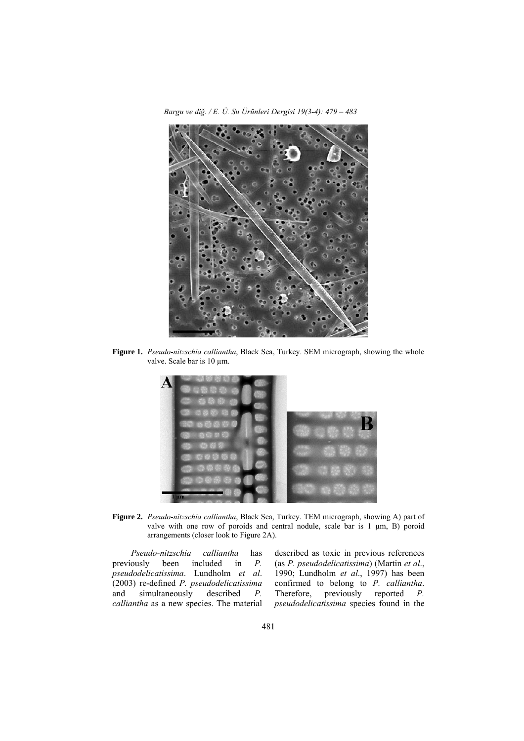**Figure 1.** *Pseudo-nitzschia calliantha*, Black Sea, Turkey. SEM micrograph, showing the whole valve. Scale bar is 10 µm.

**Figure 2.** *Pseudo-nitzschia calliantha*, Black Sea, Turkey. TEM micrograph, showing A) part of valve with one row of poroids and central nodule, scale bar is 1 µm, B) poroid arrangements (closer look to Figure 2A).

*Pseudo-nitzschia calliantha* has previously been included in *P. pseudodelicatissima*. Lundholm *et al*. (2003) re-defined *P. pseudodelicatissima* and simultaneously described *P. calliantha* as a new species. The material described as toxic in previous references (as *P. pseudodelicatissima*) (Martin *et al*., 1990; Lundholm *et al*., 1997) has been confirmed to belong to *P. calliantha*. Therefore, previously reported *P. pseudodelicatissima* species found in the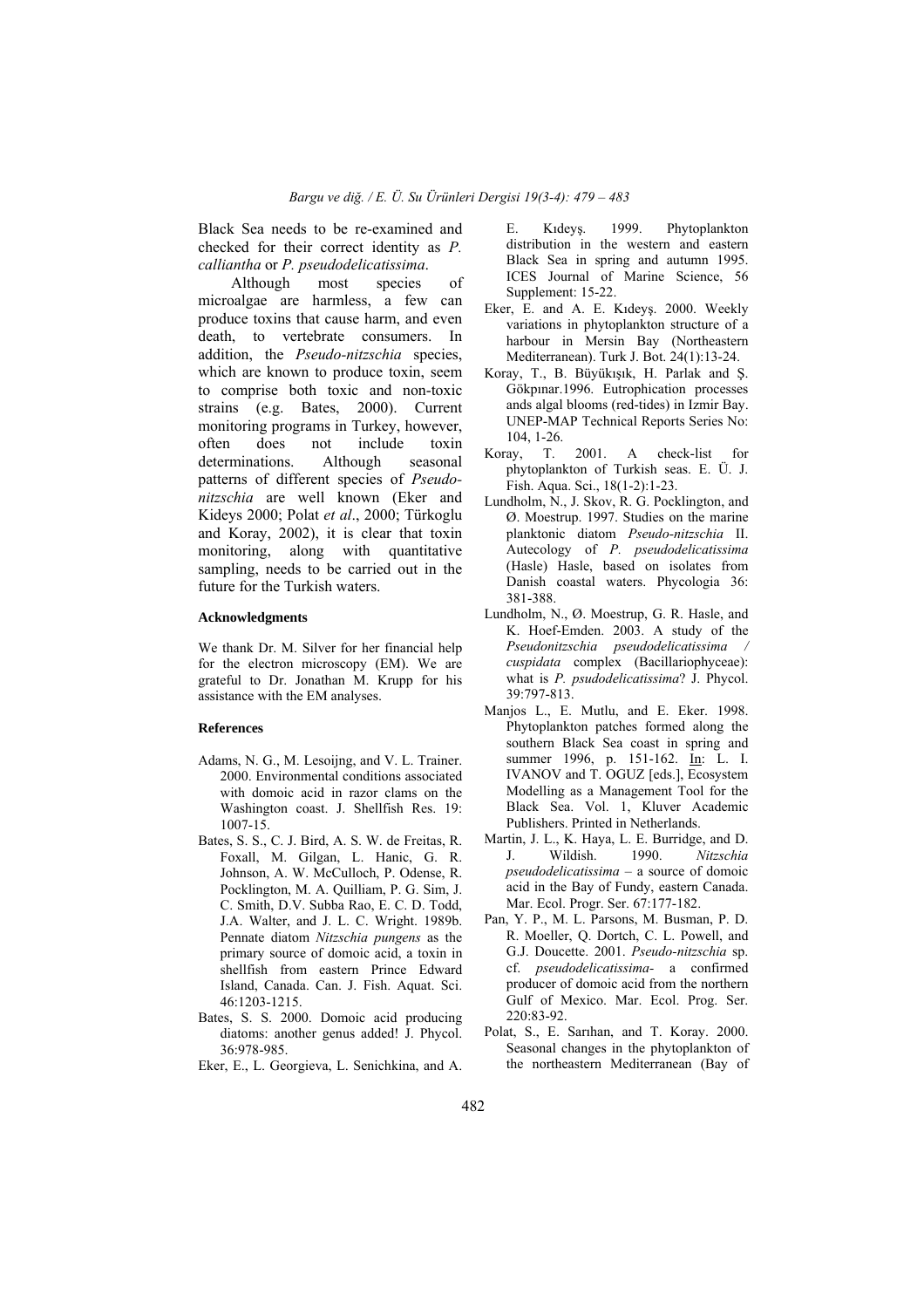Black Sea needs to be re-examined and checked for their correct identity as *P. calliantha* or *P. pseudodelicatissima*.

Although most species of microalgae are harmless, a few can produce toxins that cause harm, and even death, to vertebrate consumers. In addition, the *Pseudo-nitzschia* species, which are known to produce toxin, seem to comprise both toxic and non-toxic strains (e.g. Bates, 2000). Current monitoring programs in Turkey, however, often does not include toxin determinations. Although seasonal patterns of different species of *Pseudo-nitzschia* are well known (Eker and Kideys 2000; Polat *et al*., 2000; Türkoglu and Koray, 2002), it is clear that toxin monitoring, along with quantitative sampling, needs to be carried out in the future for the Turkish waters.

#### Acknowledgments

We thank Dr. M. Silver for her financial help for the electron microscopy (EM). We are grateful to Dr. Jonathan M. Krupp for his assistance with the EM analyses.

#### References

Adams, N. G., M. Lesoijng, and V. L. Trainer. 2000. Environmental conditions associated with domoic acid in razor clams on the Washington coast. J. Shellfish Res. 19: 1007-15.

Bates, S. S., C. J. Bird, A. S. W. de Freitas, R. Foxall, M. Gilgan, L. Hanic, G. R. Johnson, A. W. McCulloch, P. Odense, R. Pocklington, M. A. Quilliam, P. G. Sim, J. C. Smith, D.V. Subba Rao, E. C. D. Todd, J.A. Walter, and J. L. C. Wright. 1989b. Pennate diatom *Nitzschia pungens* as the primary source of domoic acid, a toxin in shellfish from eastern Prince Edward Island, Canada. Can. J. Fish. Aquat. Sci. 46:1203-1215.

Bates, S. S. 2000. Domoic acid producing diatoms: another genus added! J. Phycol. 36:978-985.

Eker, E., L. Georgieva, L. Senichkina, and A. E. Kıdeyş. 1999. Phytoplankton distribution in the western and eastern Black Sea in spring and autumn 1995. ICES Journal of Marine Science, 56 Supplement: 15-22.

Eker, E. and A. E. Kıdeyş. 2000. Weekly variations in phytoplankton structure of a harbour in Mersin Bay (Northeastern Mediterranean). Turk J. Bot. 24(1):13-24.

Koray, T., B. Büyükışık, H. Parlak and Ş. Gökpınar.1996. Eutrophication processes ands algal blooms (red-tides) in Izmir Bay. UNEP-MAP Technical Reports Series No: 104, 1-26.

Koray, T. 2001. A check-list for phytoplankton of Turkish seas. E. Ü. J. Fish. Aqua. Sci., 18(1-2):1-23.

Lundholm, N., J. Skov, R. G. Pocklington, and Ø. Moestrup. 1997. Studies on the marine planktonic diatom *Pseudo-nitzschia* II. Autecology of *P. pseudodelicatissima* (Hasle) Hasle, based on isolates from Danish coastal waters. Phycologia 36: 381-388.

Lundholm, N., Ø. Moestrup, G. R. Hasle, and K. Hoef-Emden. 2003. A study of the *Pseudonitzschia pseudodelicatissima / cuspidata* complex (Bacillariophyceae): what is *P. psudodelicatissima*? J. Phycol. 39:797-813.

Manjos L., E. Mutlu, and E. Eker. 1998. Phytoplankton patches formed along the southern Black Sea coast in spring and summer 1996, p. 151-162. In: L. I. IVANOV and T. OGUZ [eds.], Ecosystem Modelling as a Management Tool for the Black Sea. Vol. 1, Kluver Academic Publishers. Printed in Netherlands.

Martin, J. L., K. Haya, L. E. Burridge, and D. J. Wildish. 1990. *Nitzschia pseudodelicatissima* – a source of domoic acid in the Bay of Fundy, eastern Canada. Mar. Ecol. Progr. Ser. 67:177-182.

Pan, Y. P., M. L. Parsons, M. Busman, P. D. R. Moeller, Q. Dortch, C. L. Powell, and G.J. Doucette. 2001. *Pseudo-nitzschia* sp. cf. *pseudodelicatissima*- a confirmed producer of domoic acid from the northern Gulf of Mexico. Mar. Ecol. Prog. Ser. 220:83-92.

Polat, S., E. Sarıhan, and T. Koray. 2000. Seasonal changes in the phytoplankton of the northeastern Mediterranean (Bay of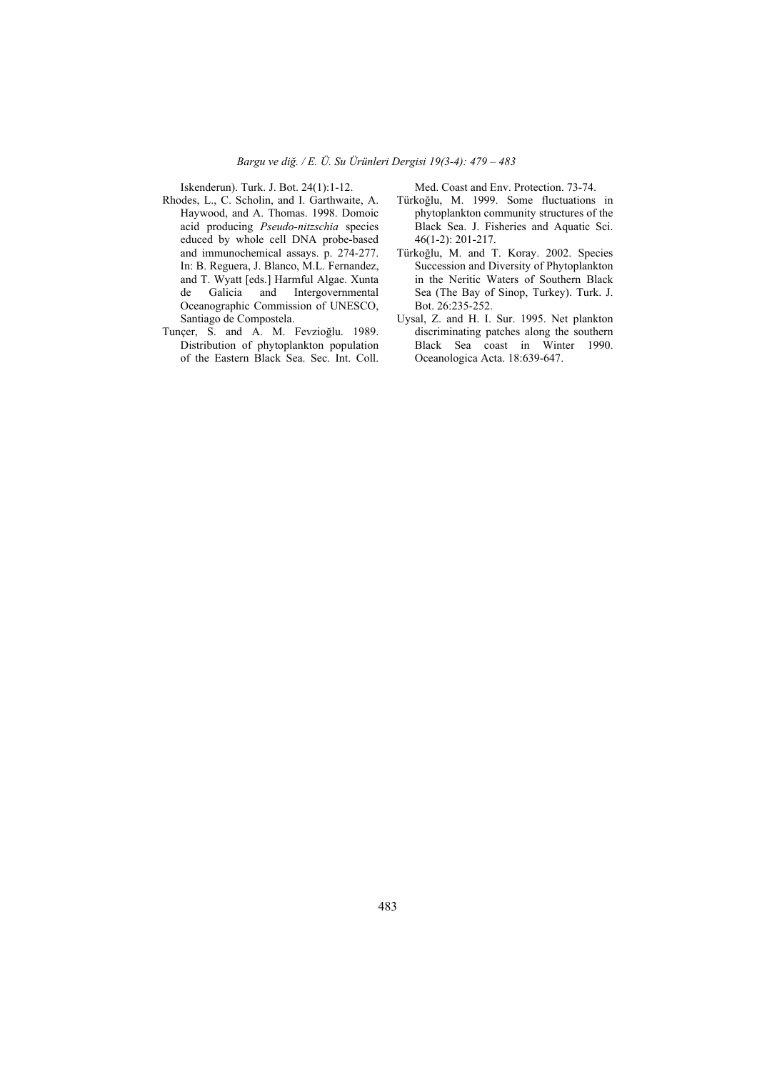Iskenderun). Turk. J. Bot. 24(1):1-12.

Rhodes, L., C. Scholin, and I. Garthwaite, A. Haywood, and A. Thomas. 1998. Domoic acid producing *Pseudo-nitzschia* species educed by whole cell DNA probe-based and immunochemical assays. p. 274-277. In: B. Reguera, J. Blanco, M.L. Fernandez, and T. Wyatt [eds.] Harmful Algae. Xunta de Galicia and Intergovernmental Oceanographic Commission of UNESCO, Santiago de Compostela.

Tunçer, S. and A. M. Fevzioğlu. 1989. Distribution of phytoplankton population of the Eastern Black Sea. Sec. Int. Coll. Med. Coast and Env. Protection. 73-74.

Türkoğlu, M. 1999. Some fluctuations in phytoplankton community structures of the Black Sea. J. Fisheries and Aquatic Sci. 46(1-2): 201-217.

Türkoğlu, M. and T. Koray. 2002. Species Succession and Diversity of Phytoplankton in the Neritic Waters of Southern Black Sea (The Bay of Sinop, Turkey). Turk. J. Bot. 26:235-252.

Uysal, Z. and H. I. Sur. 1995. Net plankton discriminating patches along the southern Black Sea coast in Winter 1990. Oceanologica Acta. 18:639-647.